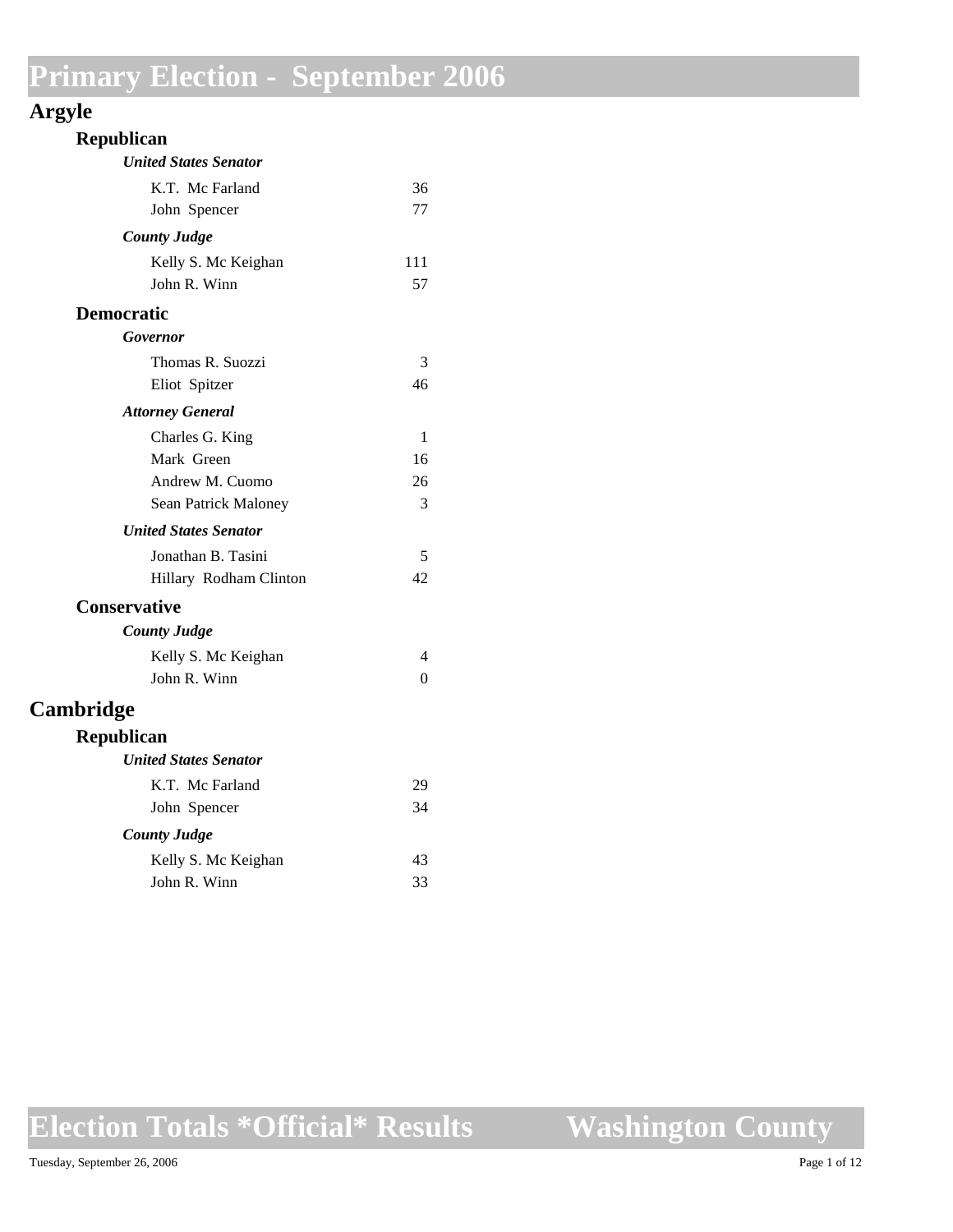# Primary Election - September 2006

## Argyle

### Republican

#### *United States Senator*

| Candidate | Votes |
|---|---|
| K.T. Mc Farland | 36 |
| John Spencer | 77 |

#### *County Judge*

| Candidate | Votes |
|---|---|
| Kelly S. Mc Keighan | 111 |
| John R. Winn | 57 |

### Democratic

#### *Governor*

| Candidate | Votes |
|---|---|
| Thomas R. Suozzi | 3 |
| Eliot Spitzer | 46 |

#### *Attorney General*

| Candidate | Votes |
|---|---|
| Charles G. King | 1 |
| Mark Green | 16 |
| Andrew M. Cuomo | 26 |
| Sean Patrick Maloney | 3 |

#### *United States Senator*

| Candidate | Votes |
|---|---|
| Jonathan B. Tasini | 5 |
| Hillary Rodham Clinton | 42 |

### Conservative

#### *County Judge*

| Candidate | Votes |
|---|---|
| Kelly S. Mc Keighan | 4 |
| John R. Winn | 0 |

## Cambridge

### Republican

#### *United States Senator*

| Candidate | Votes |
|---|---|
| K.T. Mc Farland | 29 |
| John Spencer | 34 |

#### *County Judge*

| Candidate | Votes |
|---|---|
| Kelly S. Mc Keighan | 43 |
| John R. Winn | 33 |

**Election Totals \*Official\* Results — Washington County**

Tuesday, September 26, 2006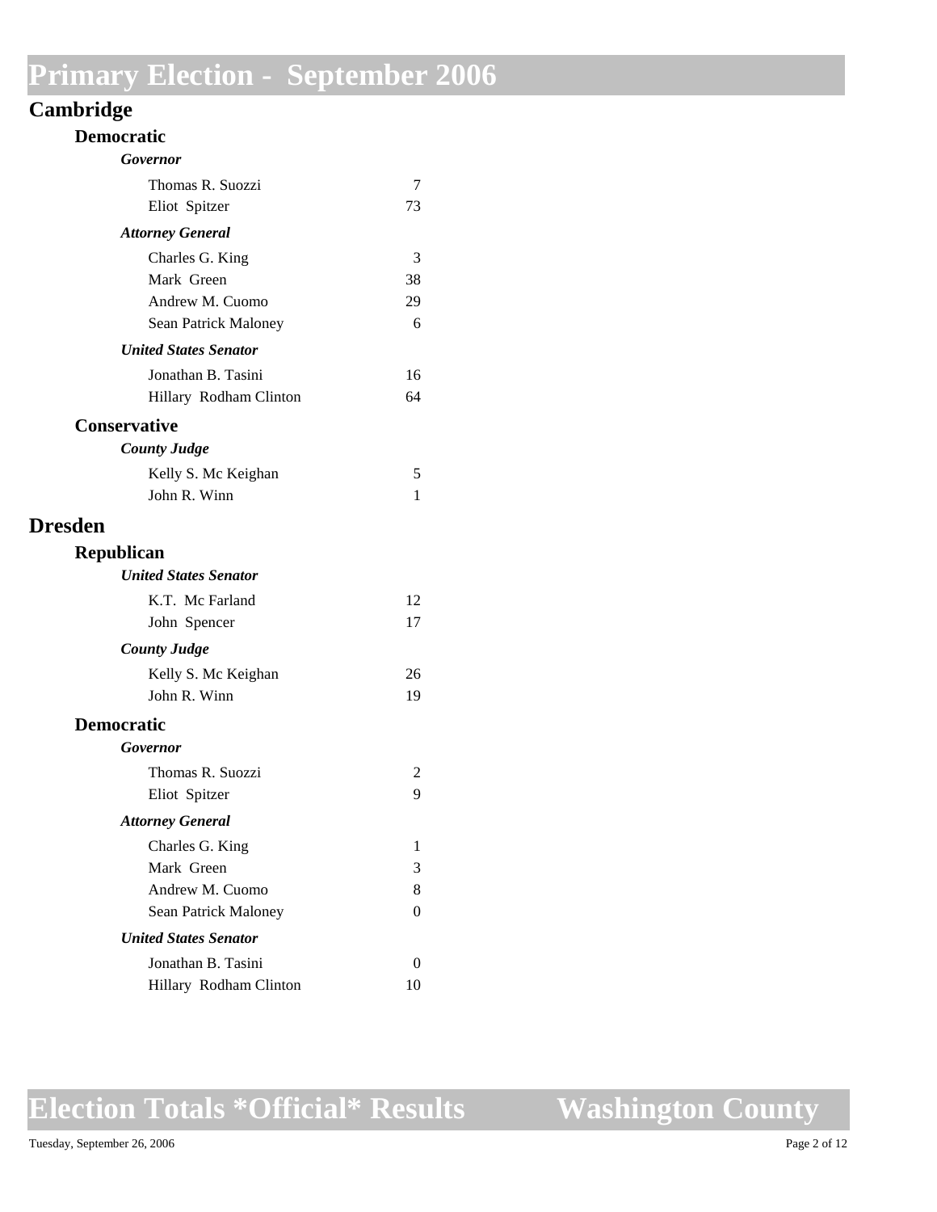# Primary Election - September 2006

## Cambridge

### Democratic

#### *Governor*

| Candidate | Votes |
|---|---|
| Thomas R. Suozzi | 7 |
| Eliot Spitzer | 73 |

#### *Attorney General*

| Candidate | Votes |
|---|---|
| Charles G. King | 3 |
| Mark Green | 38 |
| Andrew M. Cuomo | 29 |
| Sean Patrick Maloney | 6 |

#### *United States Senator*

| Candidate | Votes |
|---|---|
| Jonathan B. Tasini | 16 |
| Hillary Rodham Clinton | 64 |

### Conservative

#### *County Judge*

| Candidate | Votes |
|---|---|
| Kelly S. Mc Keighan | 5 |
| John R. Winn | 1 |

## Dresden

### Republican

#### *United States Senator*

| Candidate | Votes |
|---|---|
| K.T. Mc Farland | 12 |
| John Spencer | 17 |

#### *County Judge*

| Candidate | Votes |
|---|---|
| Kelly S. Mc Keighan | 26 |
| John R. Winn | 19 |

### Democratic

#### *Governor*

| Candidate | Votes |
|---|---|
| Thomas R. Suozzi | 2 |
| Eliot Spitzer | 9 |

#### *Attorney General*

| Candidate | Votes |
|---|---|
| Charles G. King | 1 |
| Mark Green | 3 |
| Andrew M. Cuomo | 8 |
| Sean Patrick Maloney | 0 |

#### *United States Senator*

| Candidate | Votes |
|---|---|
| Jonathan B. Tasini | 0 |
| Hillary Rodham Clinton | 10 |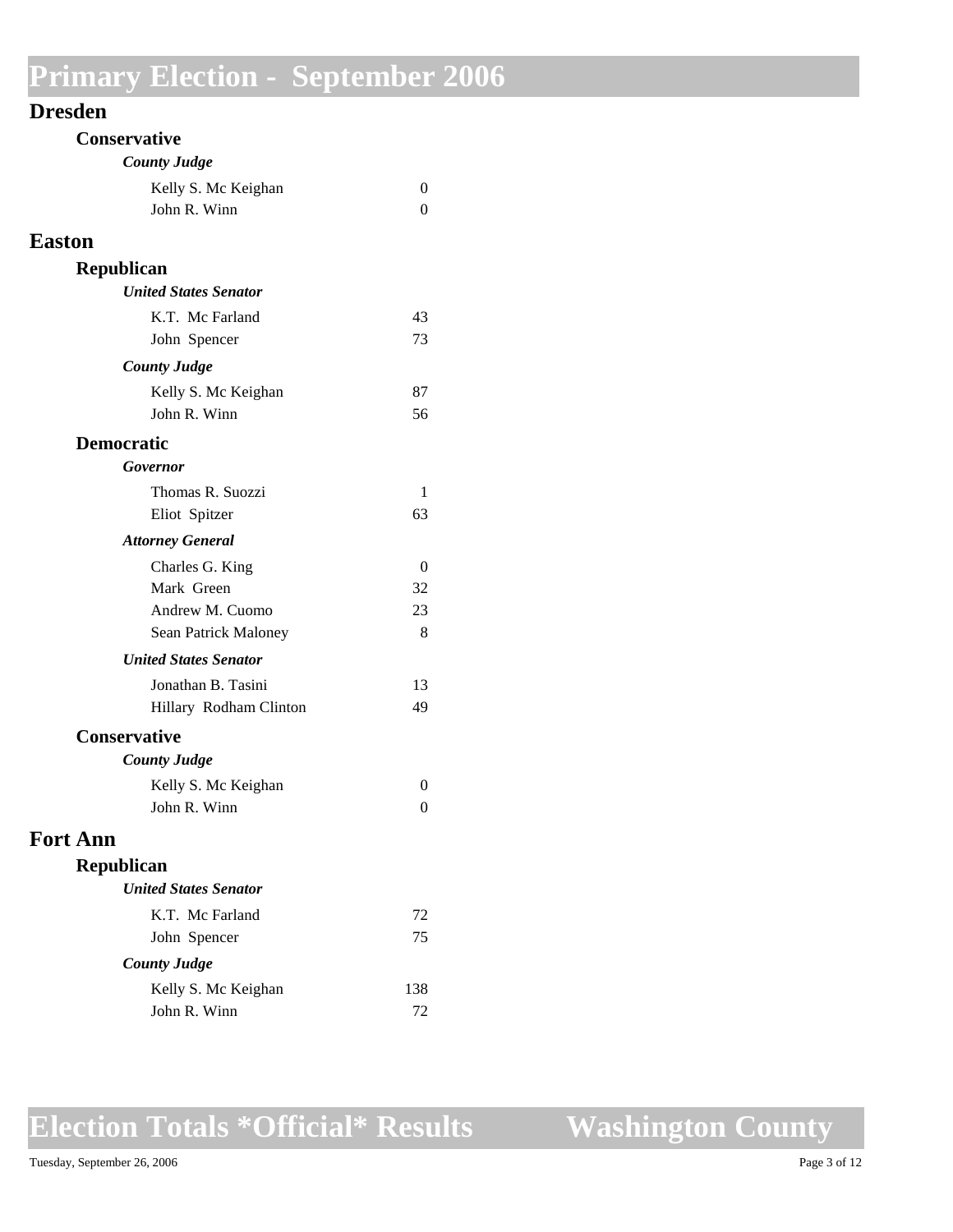# Primary Election - September 2006

## Dresden

### Conservative

#### *County Judge*

| Candidate | Votes |
|---|---|
| Kelly S. Mc Keighan | 0 |
| John R. Winn | 0 |

## Easton

### Republican

#### *United States Senator*

| Candidate | Votes |
|---|---|
| K.T. Mc Farland | 43 |
| John Spencer | 73 |

#### *County Judge*

| Candidate | Votes |
|---|---|
| Kelly S. Mc Keighan | 87 |
| John R. Winn | 56 |

### Democratic

#### *Governor*

| Candidate | Votes |
|---|---|
| Thomas R. Suozzi | 1 |
| Eliot Spitzer | 63 |

#### *Attorney General*

| Candidate | Votes |
|---|---|
| Charles G. King | 0 |
| Mark Green | 32 |
| Andrew M. Cuomo | 23 |
| Sean Patrick Maloney | 8 |

#### *United States Senator*

| Candidate | Votes |
|---|---|
| Jonathan B. Tasini | 13 |
| Hillary Rodham Clinton | 49 |

### Conservative

#### *County Judge*

| Candidate | Votes |
|---|---|
| Kelly S. Mc Keighan | 0 |
| John R. Winn | 0 |

## Fort Ann

### Republican

#### *United States Senator*

| Candidate | Votes |
|---|---|
| K.T. Mc Farland | 72 |
| John Spencer | 75 |

#### *County Judge*

| Candidate | Votes |
|---|---|
| Kelly S. Mc Keighan | 138 |
| John R. Winn | 72 |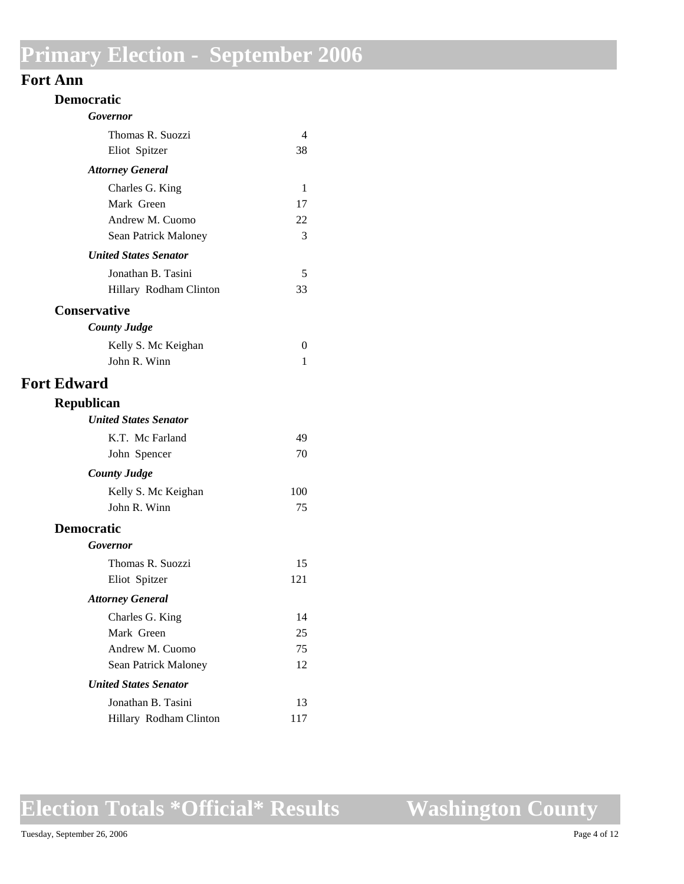# Primary Election - September 2006

## Fort Ann

### Democratic

#### *Governor*

| Candidate | Votes |
|---|---|
| Thomas R. Suozzi | 4 |
| Eliot Spitzer | 38 |

#### *Attorney General*

| Candidate | Votes |
|---|---|
| Charles G. King | 1 |
| Mark Green | 17 |
| Andrew M. Cuomo | 22 |
| Sean Patrick Maloney | 3 |

#### *United States Senator*

| Candidate | Votes |
|---|---|
| Jonathan B. Tasini | 5 |
| Hillary Rodham Clinton | 33 |

### Conservative

#### *County Judge*

| Candidate | Votes |
|---|---|
| Kelly S. Mc Keighan | 0 |
| John R. Winn | 1 |

## Fort Edward

### Republican

#### *United States Senator*

| Candidate | Votes |
|---|---|
| K.T. Mc Farland | 49 |
| John Spencer | 70 |

#### *County Judge*

| Candidate | Votes |
|---|---|
| Kelly S. Mc Keighan | 100 |
| John R. Winn | 75 |

### Democratic

#### *Governor*

| Candidate | Votes |
|---|---|
| Thomas R. Suozzi | 15 |
| Eliot Spitzer | 121 |

#### *Attorney General*

| Candidate | Votes |
|---|---|
| Charles G. King | 14 |
| Mark Green | 25 |
| Andrew M. Cuomo | 75 |
| Sean Patrick Maloney | 12 |

#### *United States Senator*

| Candidate | Votes |
|---|---|
| Jonathan B. Tasini | 13 |
| Hillary Rodham Clinton | 117 |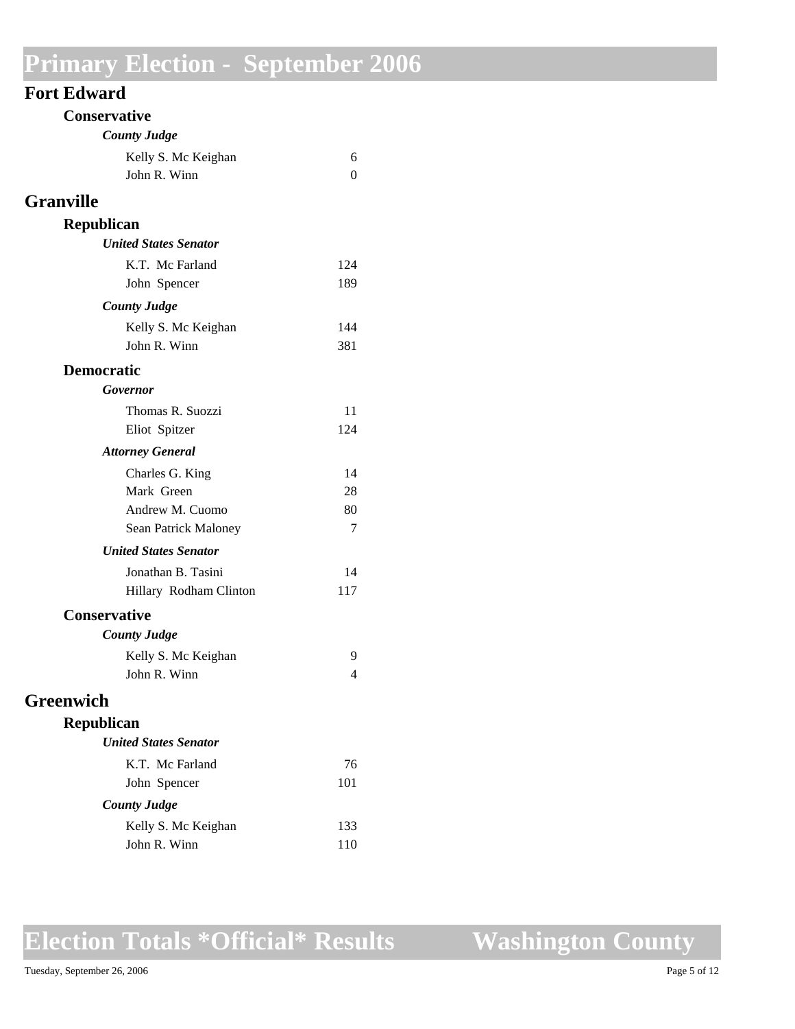# Primary Election - September 2006

## Fort Edward

### Conservative

#### *County Judge*

| Candidate | Votes |
|---|---|
| Kelly S. Mc Keighan | 6 |
| John R. Winn | 0 |

## Granville

### Republican

#### *United States Senator*

| Candidate | Votes |
|---|---|
| K.T. Mc Farland | 124 |
| John Spencer | 189 |

#### *County Judge*

| Candidate | Votes |
|---|---|
| Kelly S. Mc Keighan | 144 |
| John R. Winn | 381 |

### Democratic

#### *Governor*

| Candidate | Votes |
|---|---|
| Thomas R. Suozzi | 11 |
| Eliot Spitzer | 124 |

#### *Attorney General*

| Candidate | Votes |
|---|---|
| Charles G. King | 14 |
| Mark Green | 28 |
| Andrew M. Cuomo | 80 |
| Sean Patrick Maloney | 7 |

#### *United States Senator*

| Candidate | Votes |
|---|---|
| Jonathan B. Tasini | 14 |
| Hillary Rodham Clinton | 117 |

### Conservative

#### *County Judge*

| Candidate | Votes |
|---|---|
| Kelly S. Mc Keighan | 9 |
| John R. Winn | 4 |

## Greenwich

### Republican

#### *United States Senator*

| Candidate | Votes |
|---|---|
| K.T. Mc Farland | 76 |
| John Spencer | 101 |

#### *County Judge*

| Candidate | Votes |
|---|---|
| Kelly S. Mc Keighan | 133 |
| John R. Winn | 110 |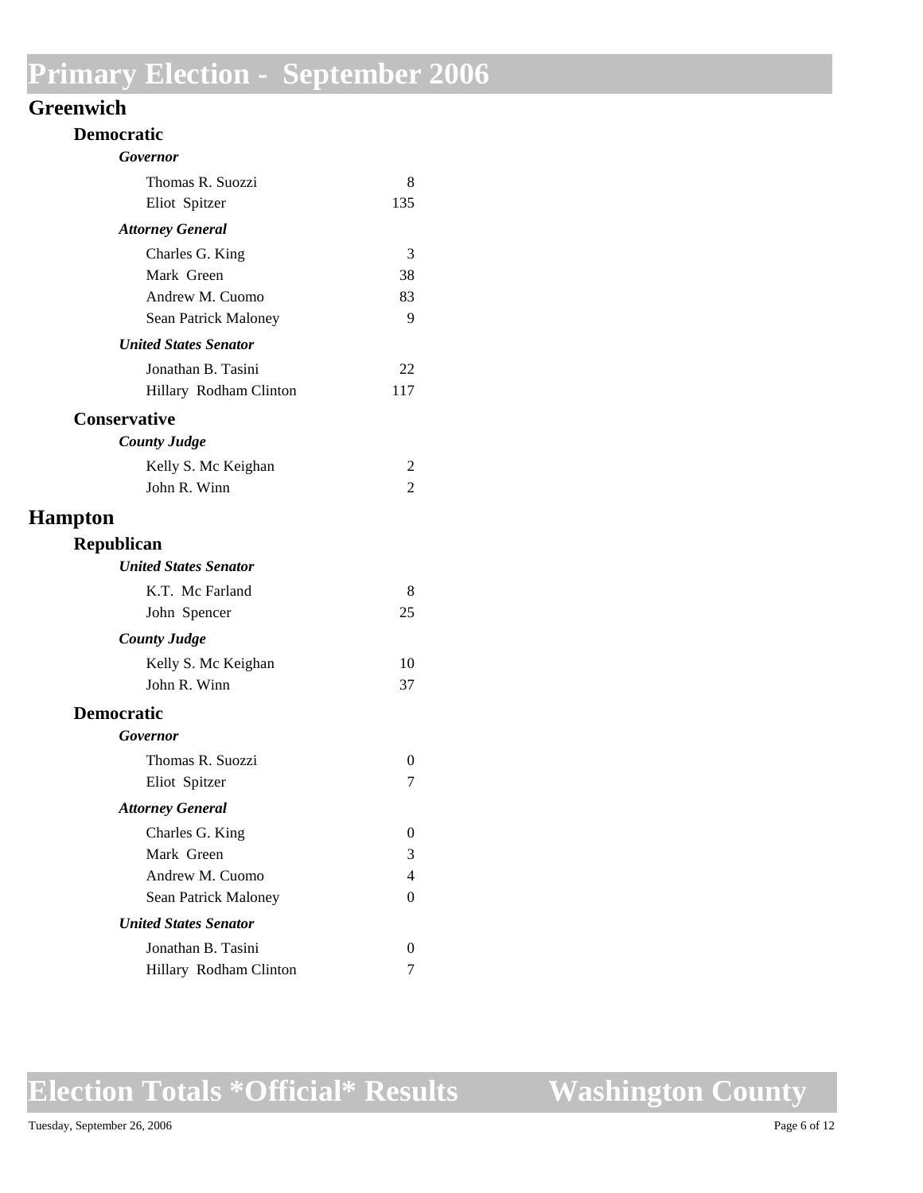# Primary Election - September 2006

## Greenwich

### Democratic

#### *Governor*

| Candidate | Votes |
|---|---|
| Thomas R. Suozzi | 8 |
| Eliot Spitzer | 135 |

#### *Attorney General*

| Candidate | Votes |
|---|---|
| Charles G. King | 3 |
| Mark Green | 38 |
| Andrew M. Cuomo | 83 |
| Sean Patrick Maloney | 9 |

#### *United States Senator*

| Candidate | Votes |
|---|---|
| Jonathan B. Tasini | 22 |
| Hillary Rodham Clinton | 117 |

### Conservative

#### *County Judge*

| Candidate | Votes |
|---|---|
| Kelly S. Mc Keighan | 2 |
| John R. Winn | 2 |

## Hampton

### Republican

#### *United States Senator*

| Candidate | Votes |
|---|---|
| K.T. Mc Farland | 8 |
| John Spencer | 25 |

#### *County Judge*

| Candidate | Votes |
|---|---|
| Kelly S. Mc Keighan | 10 |
| John R. Winn | 37 |

### Democratic

#### *Governor*

| Candidate | Votes |
|---|---|
| Thomas R. Suozzi | 0 |
| Eliot Spitzer | 7 |

#### *Attorney General*

| Candidate | Votes |
|---|---|
| Charles G. King | 0 |
| Mark Green | 3 |
| Andrew M. Cuomo | 4 |
| Sean Patrick Maloney | 0 |

#### *United States Senator*

| Candidate | Votes |
|---|---|
| Jonathan B. Tasini | 0 |
| Hillary Rodham Clinton | 7 |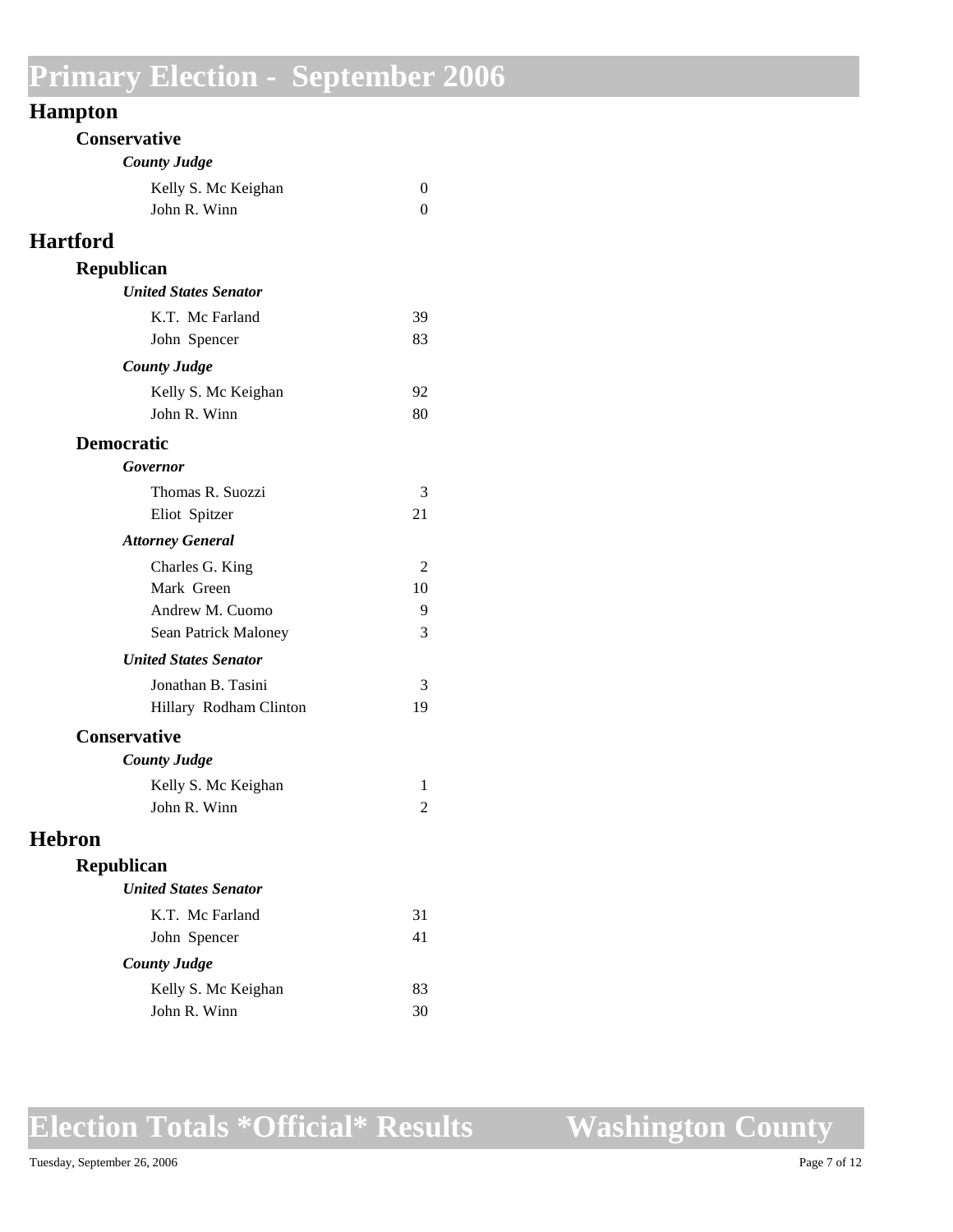# Primary Election - September 2006

## Hampton

### Conservative

#### *County Judge*

| Candidate | Votes |
|---|---|
| Kelly S. Mc Keighan | 0 |
| John R. Winn | 0 |

## Hartford

### Republican

#### *United States Senator*

| Candidate | Votes |
|---|---|
| K.T. Mc Farland | 39 |
| John Spencer | 83 |

#### *County Judge*

| Candidate | Votes |
|---|---|
| Kelly S. Mc Keighan | 92 |
| John R. Winn | 80 |

### Democratic

#### *Governor*

| Candidate | Votes |
|---|---|
| Thomas R. Suozzi | 3 |
| Eliot Spitzer | 21 |

#### *Attorney General*

| Candidate | Votes |
|---|---|
| Charles G. King | 2 |
| Mark Green | 10 |
| Andrew M. Cuomo | 9 |
| Sean Patrick Maloney | 3 |

#### *United States Senator*

| Candidate | Votes |
|---|---|
| Jonathan B. Tasini | 3 |
| Hillary Rodham Clinton | 19 |

### Conservative

#### *County Judge*

| Candidate | Votes |
|---|---|
| Kelly S. Mc Keighan | 1 |
| John R. Winn | 2 |

## Hebron

### Republican

#### *United States Senator*

| Candidate | Votes |
|---|---|
| K.T. Mc Farland | 31 |
| John Spencer | 41 |

#### *County Judge*

| Candidate | Votes |
|---|---|
| Kelly S. Mc Keighan | 83 |
| John R. Winn | 30 |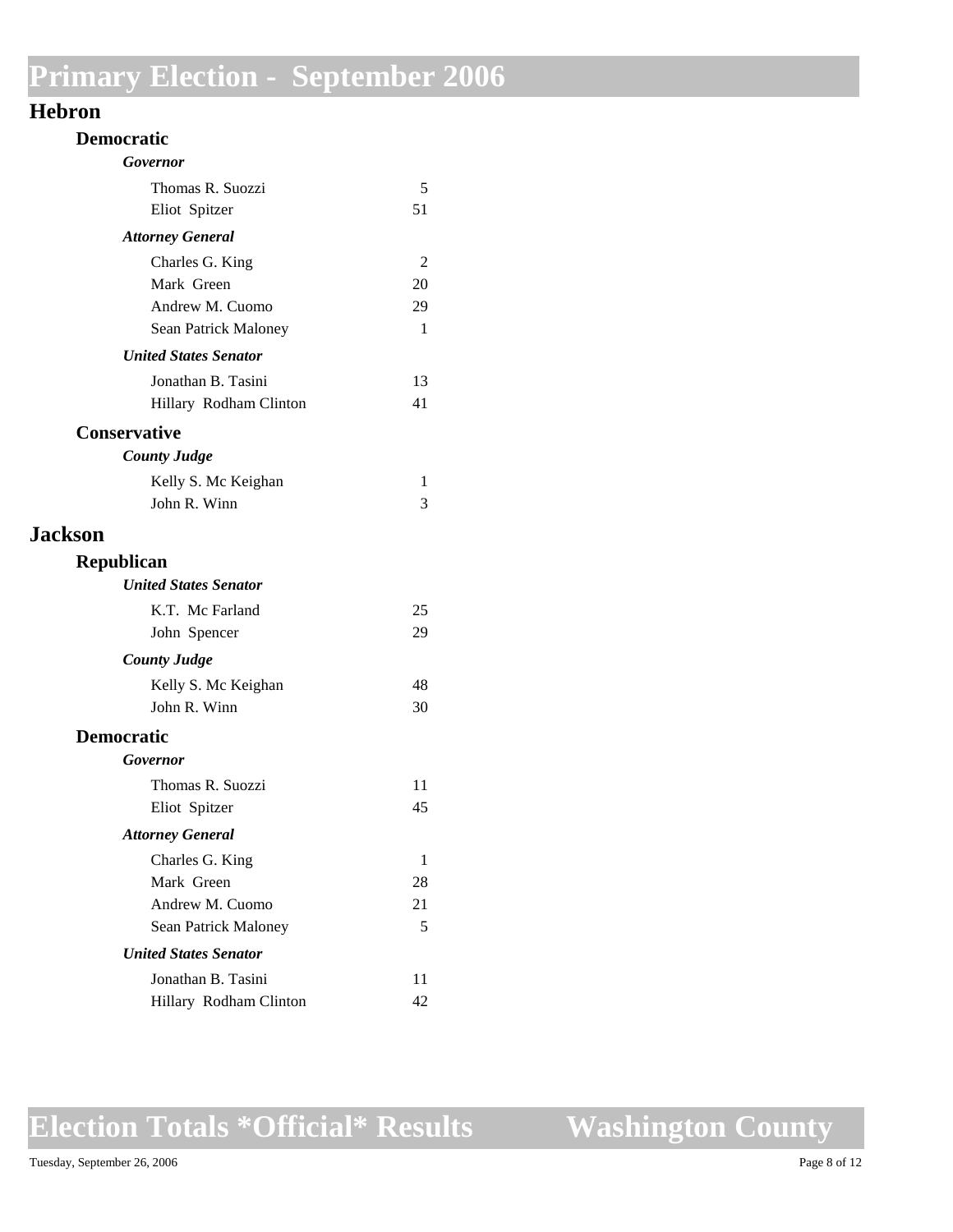# Primary Election - September 2006

## Hebron

### Democratic

#### *Governor*

| Candidate | Votes |
|---|---|
| Thomas R. Suozzi | 5 |
| Eliot Spitzer | 51 |

#### *Attorney General*

| Candidate | Votes |
|---|---|
| Charles G. King | 2 |
| Mark Green | 20 |
| Andrew M. Cuomo | 29 |
| Sean Patrick Maloney | 1 |

#### *United States Senator*

| Candidate | Votes |
|---|---|
| Jonathan B. Tasini | 13 |
| Hillary Rodham Clinton | 41 |

### Conservative

#### *County Judge*

| Candidate | Votes |
|---|---|
| Kelly S. Mc Keighan | 1 |
| John R. Winn | 3 |

## Jackson

### Republican

#### *United States Senator*

| Candidate | Votes |
|---|---|
| K.T. Mc Farland | 25 |
| John Spencer | 29 |

#### *County Judge*

| Candidate | Votes |
|---|---|
| Kelly S. Mc Keighan | 48 |
| John R. Winn | 30 |

### Democratic

#### *Governor*

| Candidate | Votes |
|---|---|
| Thomas R. Suozzi | 11 |
| Eliot Spitzer | 45 |

#### *Attorney General*

| Candidate | Votes |
|---|---|
| Charles G. King | 1 |
| Mark Green | 28 |
| Andrew M. Cuomo | 21 |
| Sean Patrick Maloney | 5 |

#### *United States Senator*

| Candidate | Votes |
|---|---|
| Jonathan B. Tasini | 11 |
| Hillary Rodham Clinton | 42 |

**Election Totals \*Official\* Results — Washington County**

Tuesday, September 26, 2006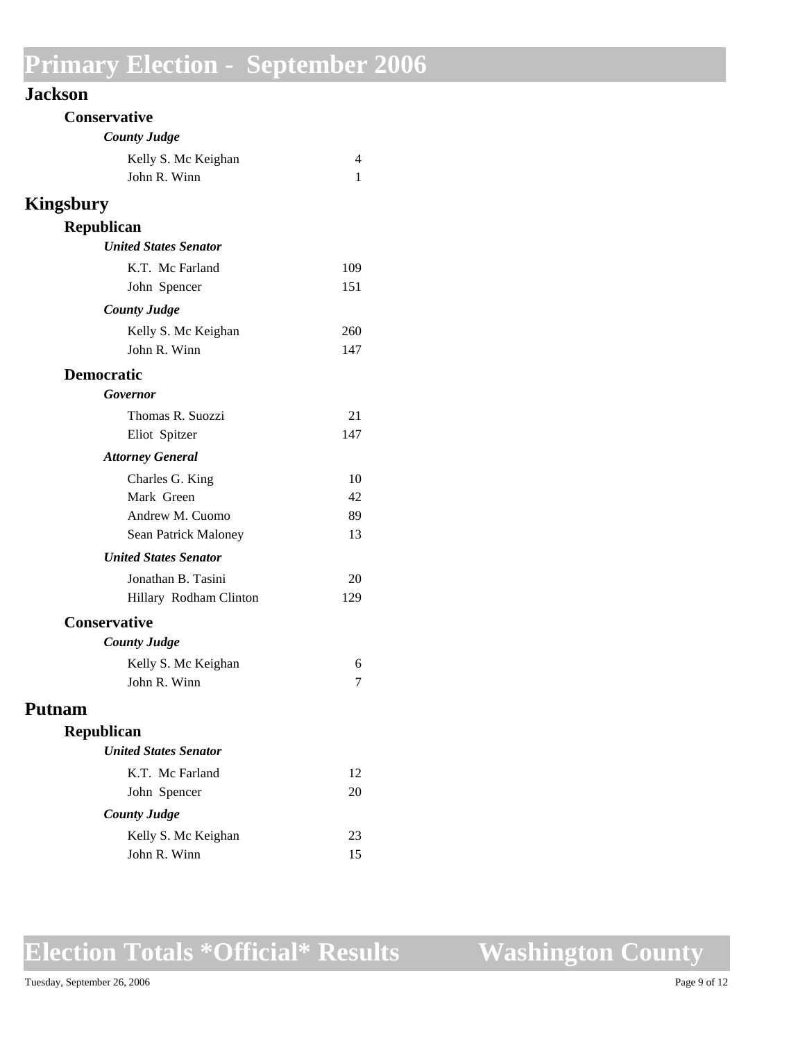# Primary Election - September 2006

## Jackson

### Conservative

#### *County Judge*

| Candidate | Votes |
|---|---|
| Kelly S. Mc Keighan | 4 |
| John R. Winn | 1 |

## Kingsbury

### Republican

#### *United States Senator*

| Candidate | Votes |
|---|---|
| K.T. Mc Farland | 109 |
| John Spencer | 151 |

#### *County Judge*

| Candidate | Votes |
|---|---|
| Kelly S. Mc Keighan | 260 |
| John R. Winn | 147 |

### Democratic

#### *Governor*

| Candidate | Votes |
|---|---|
| Thomas R. Suozzi | 21 |
| Eliot Spitzer | 147 |

#### *Attorney General*

| Candidate | Votes |
|---|---|
| Charles G. King | 10 |
| Mark Green | 42 |
| Andrew M. Cuomo | 89 |
| Sean Patrick Maloney | 13 |

#### *United States Senator*

| Candidate | Votes |
|---|---|
| Jonathan B. Tasini | 20 |
| Hillary Rodham Clinton | 129 |

### Conservative

#### *County Judge*

| Candidate | Votes |
|---|---|
| Kelly S. Mc Keighan | 6 |
| John R. Winn | 7 |

## Putnam

### Republican

#### *United States Senator*

| Candidate | Votes |
|---|---|
| K.T. Mc Farland | 12 |
| John Spencer | 20 |

#### *County Judge*

| Candidate | Votes |
|---|---|
| Kelly S. Mc Keighan | 23 |
| John R. Winn | 15 |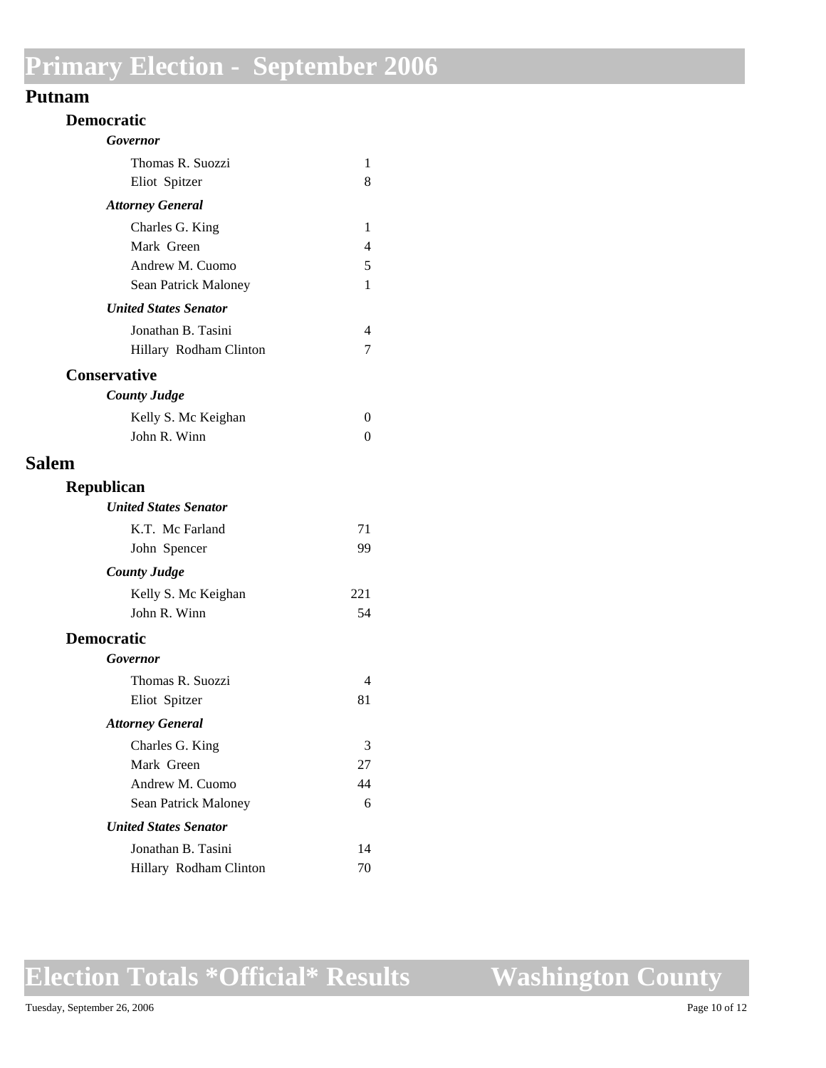# Primary Election - September 2006

## Putnam

### Democratic

#### *Governor*

| Candidate | Votes |
|---|---|
| Thomas R. Suozzi | 1 |
| Eliot Spitzer | 8 |

#### *Attorney General*

| Candidate | Votes |
|---|---|
| Charles G. King | 1 |
| Mark Green | 4 |
| Andrew M. Cuomo | 5 |
| Sean Patrick Maloney | 1 |

#### *United States Senator*

| Candidate | Votes |
|---|---|
| Jonathan B. Tasini | 4 |
| Hillary Rodham Clinton | 7 |

### Conservative

#### *County Judge*

| Candidate | Votes |
|---|---|
| Kelly S. Mc Keighan | 0 |
| John R. Winn | 0 |

## Salem

### Republican

#### *United States Senator*

| Candidate | Votes |
|---|---|
| K.T. Mc Farland | 71 |
| John Spencer | 99 |

#### *County Judge*

| Candidate | Votes |
|---|---|
| Kelly S. Mc Keighan | 221 |
| John R. Winn | 54 |

### Democratic

#### *Governor*

| Candidate | Votes |
|---|---|
| Thomas R. Suozzi | 4 |
| Eliot Spitzer | 81 |

#### *Attorney General*

| Candidate | Votes |
|---|---|
| Charles G. King | 3 |
| Mark Green | 27 |
| Andrew M. Cuomo | 44 |
| Sean Patrick Maloney | 6 |

#### *United States Senator*

| Candidate | Votes |
|---|---|
| Jonathan B. Tasini | 14 |
| Hillary Rodham Clinton | 70 |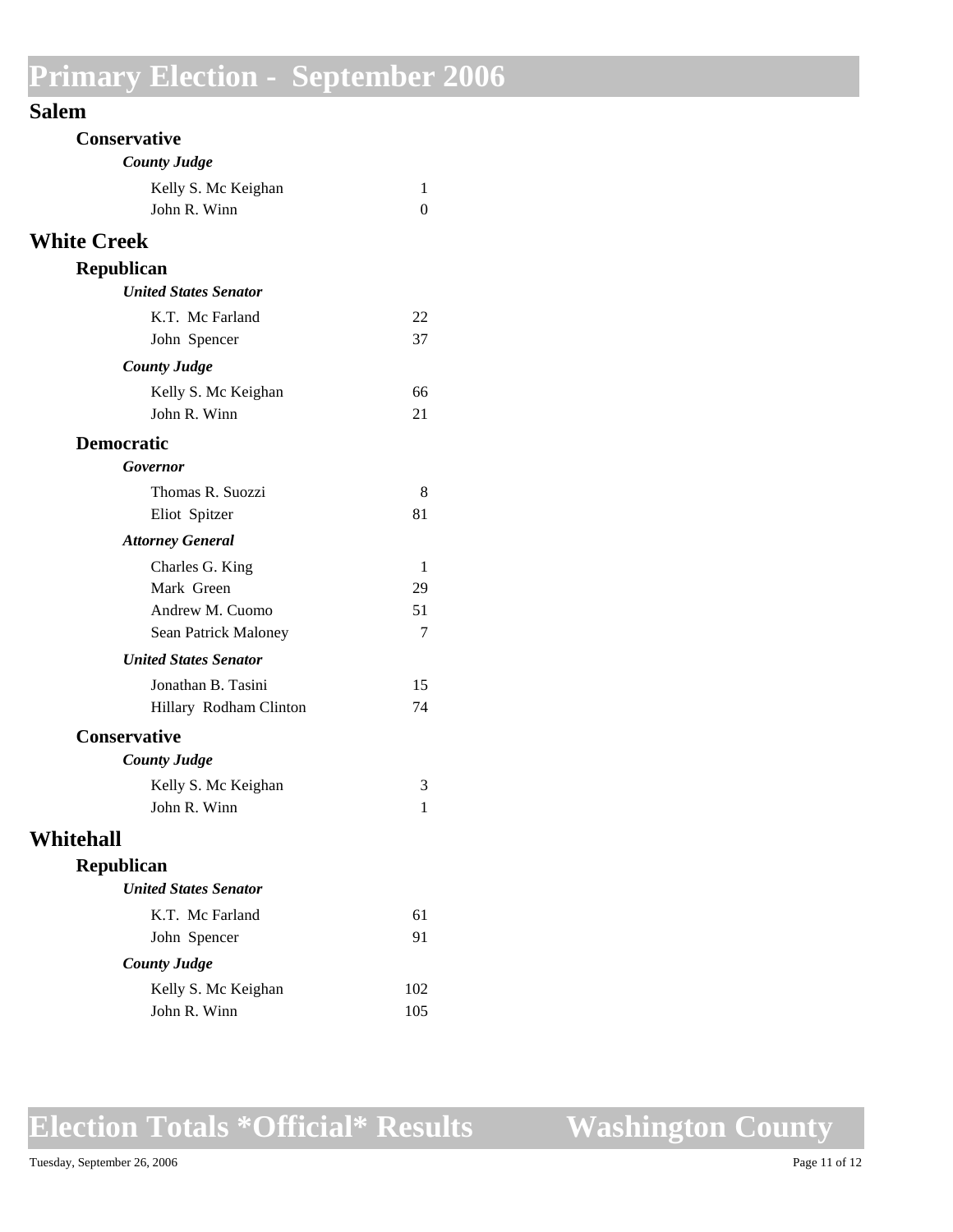# Primary Election - September 2006

## Salem

### Conservative

#### *County Judge*

| Candidate | Votes |
|---|---|
| Kelly S. Mc Keighan | 1 |
| John R. Winn | 0 |

## White Creek

### Republican

#### *United States Senator*

| Candidate | Votes |
|---|---|
| K.T. Mc Farland | 22 |
| John Spencer | 37 |

#### *County Judge*

| Candidate | Votes |
|---|---|
| Kelly S. Mc Keighan | 66 |
| John R. Winn | 21 |

### Democratic

#### *Governor*

| Candidate | Votes |
|---|---|
| Thomas R. Suozzi | 8 |
| Eliot Spitzer | 81 |

#### *Attorney General*

| Candidate | Votes |
|---|---|
| Charles G. King | 1 |
| Mark Green | 29 |
| Andrew M. Cuomo | 51 |
| Sean Patrick Maloney | 7 |

#### *United States Senator*

| Candidate | Votes |
|---|---|
| Jonathan B. Tasini | 15 |
| Hillary Rodham Clinton | 74 |

### Conservative

#### *County Judge*

| Candidate | Votes |
|---|---|
| Kelly S. Mc Keighan | 3 |
| John R. Winn | 1 |

## Whitehall

### Republican

#### *United States Senator*

| Candidate | Votes |
|---|---|
| K.T. Mc Farland | 61 |
| John Spencer | 91 |

#### *County Judge*

| Candidate | Votes |
|---|---|
| Kelly S. Mc Keighan | 102 |
| John R. Winn | 105 |

# Election Totals *Official* Results — Washington County

Tuesday, September 26, 2006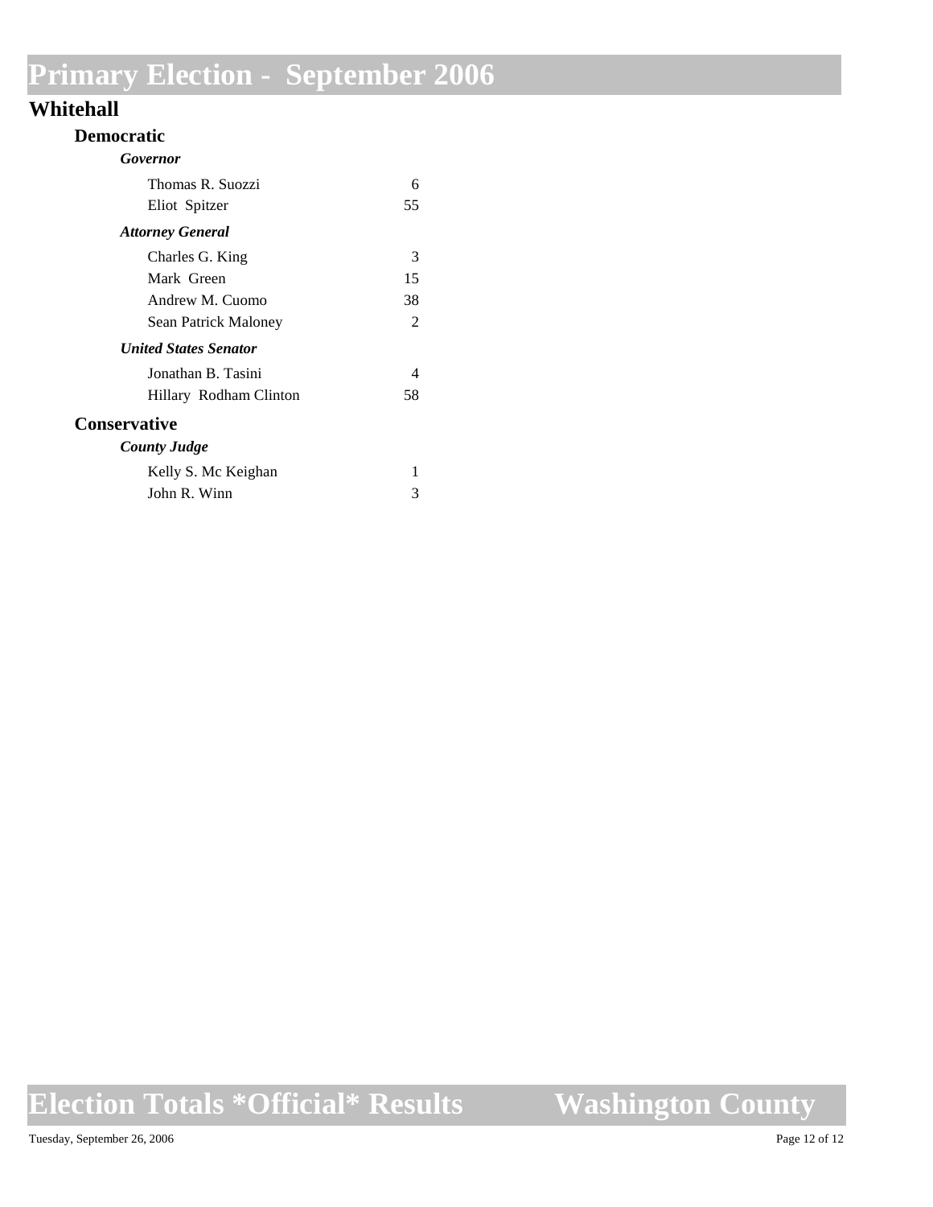# Primary Election - September 2006

## Whitehall

### Democratic

#### *Governor*

| | |
|---|---|
| Thomas R. Suozzi | 6 |
| Eliot Spitzer | 55 |

#### *Attorney General*

| | |
|---|---|
| Charles G. King | 3 |
| Mark Green | 15 |
| Andrew M. Cuomo | 38 |
| Sean Patrick Maloney | 2 |

#### *United States Senator*

| | |
|---|---|
| Jonathan B. Tasini | 4 |
| Hillary Rodham Clinton | 58 |

### Conservative

#### *County Judge*

| | |
|---|---|
| Kelly S. Mc Keighan | 1 |
| John R. Winn | 3 |

Election Totals *Official* Results Washington County

Tuesday, September 26, 2006